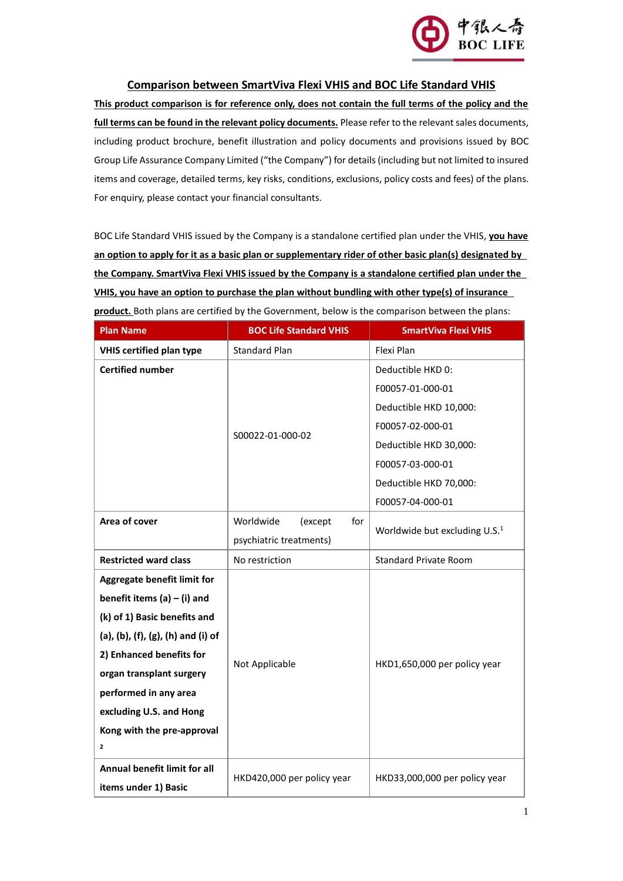## Comparison between SmartViva Flexi VHIS and BOC Life Standard VHIS

**This product comparison is for reference only, does not contain the full terms of the policy and the full terms can be found in the relevant policy documents.** Please refer to the relevant sales documents, including product brochure, benefit illustration and policy documents and provisions issued by BOC Group Life Assurance Company Limited ("the Company") for details (including but not limited to insured items and coverage, detailed terms, key risks, conditions, exclusions, policy costs and fees) of the plans. For enquiry, please contact your financial consultants.

BOC Life Standard VHIS issued by the Company is a standalone certified plan under the VHIS, **you have an option to apply for it as a basic plan or supplementary rider of other basic plan(s) designated by the Company. SmartViva Flexi VHIS issued by the Company is a standalone certified plan under the VHIS, you have an option to purchase the plan without bundling with other type(s) of insurance product.** Both plans are certified by the Government, below is the comparison between the plans:

| Plan Name | BOC Life Standard VHIS | SmartViva Flexi VHIS |
|---|---|---|
| **VHIS certified plan type** | Standard Plan | Flexi Plan |
| **Certified number** | S00022-01-000-02 | Deductible HKD 0: F00057-01-000-01<br>Deductible HKD 10,000: F00057-02-000-01<br>Deductible HKD 30,000: F00057-03-000-01<br>Deductible HKD 70,000: F00057-04-000-01 |
| **Area of cover** | Worldwide (except for psychiatric treatments) | Worldwide but excluding U.S.[1] |
| **Restricted ward class** | No restriction | Standard Private Room |
| **Aggregate benefit limit for benefit items (a) – (i) and (k) of 1) Basic benefits and (a), (b), (f), (g), (h) and (i) of 2) Enhanced benefits for organ transplant surgery performed in any area excluding U.S. and Hong Kong with the pre-approval** [2] | Not Applicable | HKD1,650,000 per policy year |
| **Annual benefit limit for all items under 1) Basic** | HKD420,000 per policy year | HKD33,000,000 per policy year |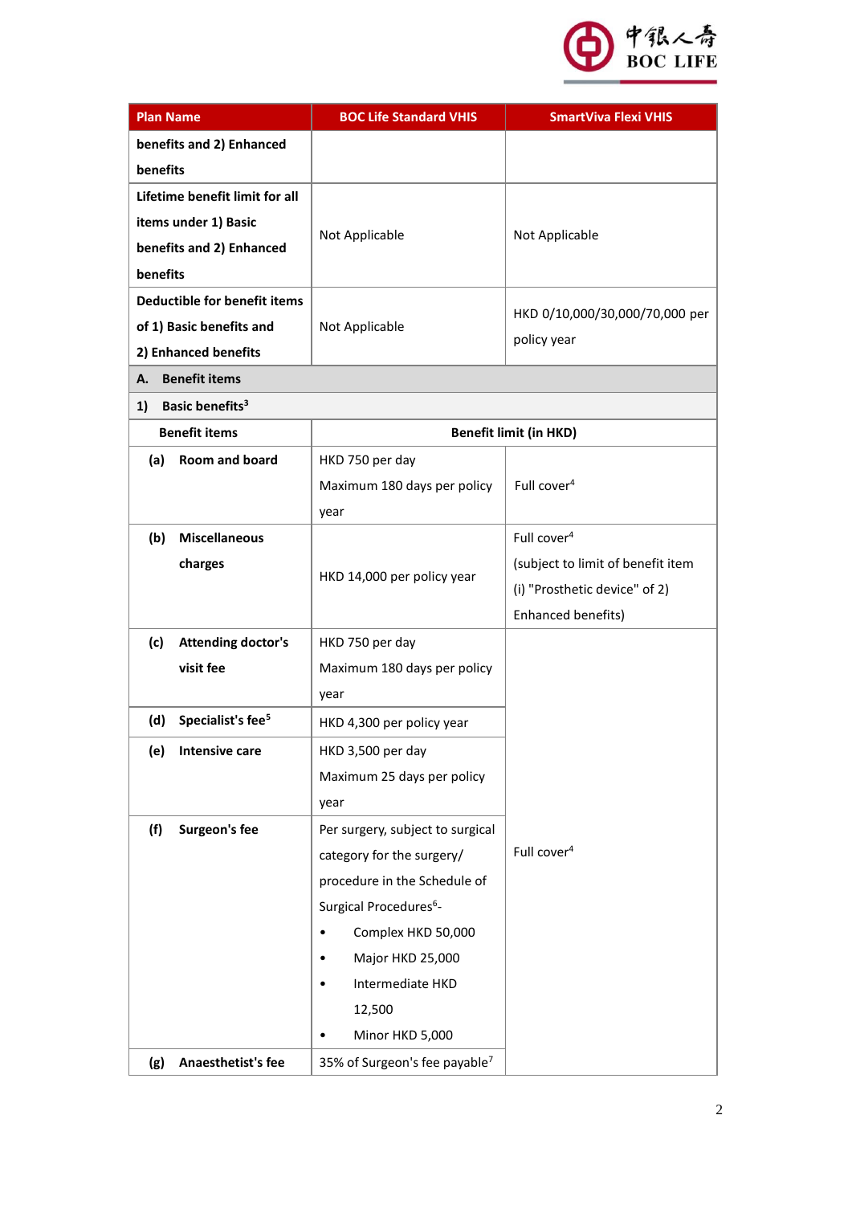| Plan Name | BOC Life Standard VHIS | SmartViva Flexi VHIS |
|---|---|---|
| benefits and 2) Enhanced benefits | | |
| Lifetime benefit limit for all items under 1) Basic benefits and 2) Enhanced benefits | Not Applicable | Not Applicable |
| Deductible for benefit items of 1) Basic benefits and 2) Enhanced benefits | Not Applicable | HKD 0/10,000/30,000/70,000 per policy year |
| **A. Benefit items** | | |
| **1) Basic benefits[3]** | | |
| **Benefit items** | **Benefit limit (in HKD)** | |
| **(a) Room and board** | HKD 750 per day<br>Maximum 180 days per policy year | Full cover[4] |
| **(b) Miscellaneous charges** | HKD 14,000 per policy year | Full cover[4]<br>(subject to limit of benefit item (i) "Prosthetic device" of 2) Enhanced benefits) |
| **(c) Attending doctor's visit fee** | HKD 750 per day<br>Maximum 180 days per policy year | Full cover[4] |
| **(d) Specialist's fee[5]** | HKD 4,300 per policy year | |
| **(e) Intensive care** | HKD 3,500 per day<br>Maximum 25 days per policy year | |
| **(f) Surgeon's fee** | Per surgery, subject to surgical category for the surgery/ procedure in the Schedule of Surgical Procedures[6]-<br>• Complex HKD 50,000<br>• Major HKD 25,000<br>• Intermediate HKD 12,500<br>• Minor HKD 5,000 | |
| **(g) Anaesthetist's fee** | 35% of Surgeon's fee payable[7] | |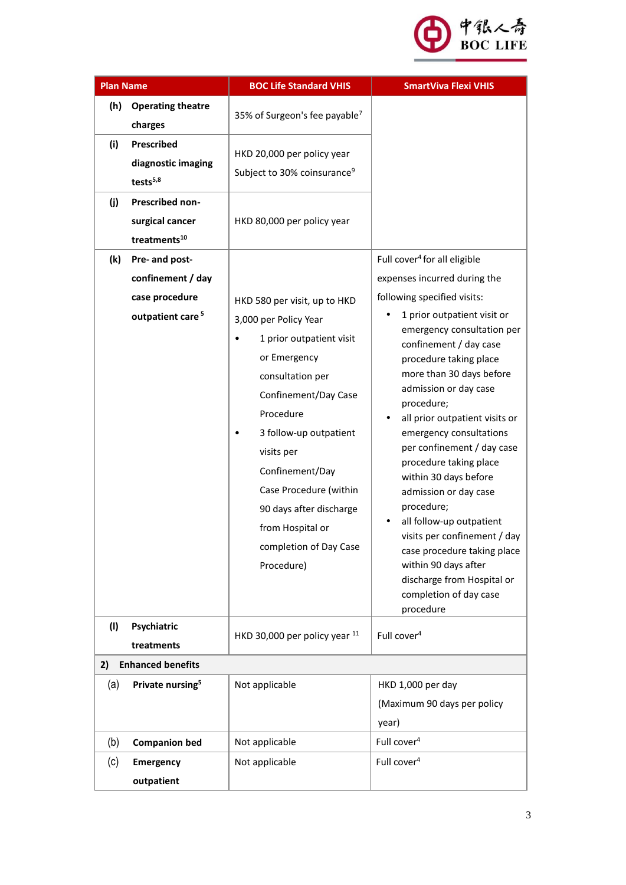| Plan Name | BOC Life Standard VHIS | SmartViva Flexi VHIS |
|---|---|---|
| (h) **Operating theatre charges** | 35% of Surgeon's fee payable[7] | |
| (i) **Prescribed diagnostic imaging tests**[5,8] | HKD 20,000 per policy year<br>Subject to 30% coinsurance[9] | |
| (j) **Prescribed non-surgical cancer treatments**[10] | HKD 80,000 per policy year | |
| (k) **Pre- and post-confinement / day case procedure outpatient care**[5] | HKD 580 per visit, up to HKD 3,000 per Policy Year<br>• 1 prior outpatient visit or Emergency consultation per Confinement/Day Case Procedure<br>• 3 follow-up outpatient visits per Confinement/Day Case Procedure (within 90 days after discharge from Hospital or completion of Day Case Procedure) | Full cover[4] for all eligible expenses incurred during the following specified visits:<br>• 1 prior outpatient visit or emergency consultation per confinement / day case procedure taking place more than 30 days before admission or day case procedure;<br>• all prior outpatient visits or emergency consultations per confinement / day case procedure taking place within 30 days before admission or day case procedure;<br>• all follow-up outpatient visits per confinement / day case procedure taking place within 90 days after discharge from Hospital or completion of day case procedure |
| (l) **Psychiatric treatments** | HKD 30,000 per policy year[11] | Full cover[4] |
| **2) Enhanced benefits** | | |
| (a) **Private nursing**[5] | Not applicable | HKD 1,000 per day<br>(Maximum 90 days per policy year) |
| (b) **Companion bed** | Not applicable | Full cover[4] |
| (c) **Emergency outpatient** | Not applicable | Full cover[4] |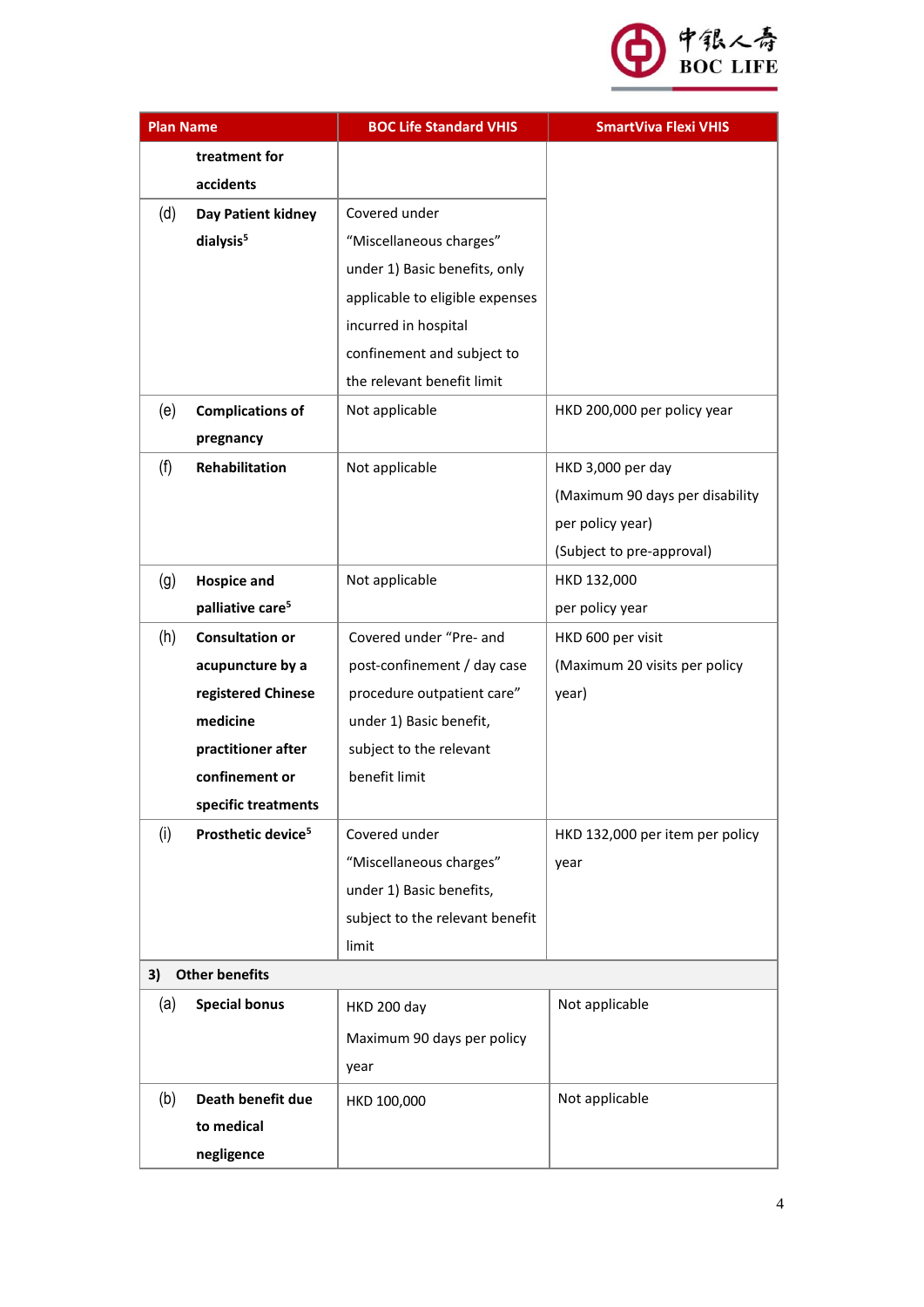| Plan Name | BOC Life Standard VHIS | SmartViva Flexi VHIS |
|---|---|---|
| treatment for accidents | | |
| (d) Day Patient kidney dialysis[5] | Covered under "Miscellaneous charges" under 1) Basic benefits, only applicable to eligible expenses incurred in hospital confinement and subject to the relevant benefit limit | |
| (e) Complications of pregnancy | Not applicable | HKD 200,000 per policy year |
| (f) Rehabilitation | Not applicable | HKD 3,000 per day (Maximum 90 days per disability per policy year) (Subject to pre-approval) |
| (g) Hospice and palliative care[5] | Not applicable | HKD 132,000 per policy year |
| (h) Consultation or acupuncture by a registered Chinese medicine practitioner after confinement or specific treatments | Covered under "Pre- and post-confinement / day case procedure outpatient care" under 1) Basic benefit, subject to the relevant benefit limit | HKD 600 per visit (Maximum 20 visits per policy year) |
| (i) Prosthetic device[5] | Covered under "Miscellaneous charges" under 1) Basic benefits, subject to the relevant benefit limit | HKD 132,000 per item per policy year |
| **3) Other benefits** | | |
| (a) Special bonus | HKD 200 day Maximum 90 days per policy year | Not applicable |
| (b) Death benefit due to medical negligence | HKD 100,000 | Not applicable |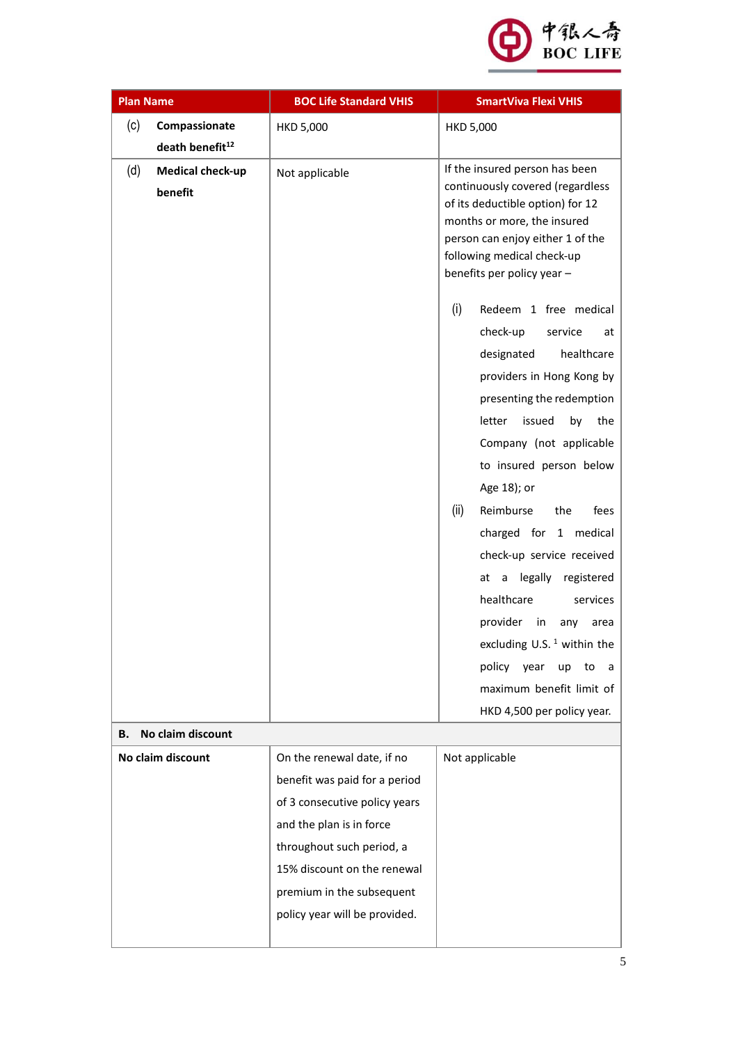| Plan Name | BOC Life Standard VHIS | SmartViva Flexi VHIS |
|---|---|---|
| (c) **Compassionate death benefit**[12] | HKD 5,000 | HKD 5,000 |
| (d) **Medical check-up benefit** | Not applicable | If the insured person has been continuously covered (regardless of its deductible option) for 12 months or more, the insured person can enjoy either 1 of the following medical check-up benefits per policy year – (i) Redeem 1 free medical check-up service at designated healthcare providers in Hong Kong by presenting the redemption letter issued by the Company (not applicable to insured person below Age 18); or (ii) Reimburse the fees charged for 1 medical check-up service received at a legally registered healthcare services provider in any area excluding U.S.[1] within the policy year up to a maximum benefit limit of HKD 4,500 per policy year. |
| **B. No claim discount** | | |
| **No claim discount** | On the renewal date, if no benefit was paid for a period of 3 consecutive policy years and the plan is in force throughout such period, a 15% discount on the renewal premium in the subsequent policy year will be provided. | Not applicable |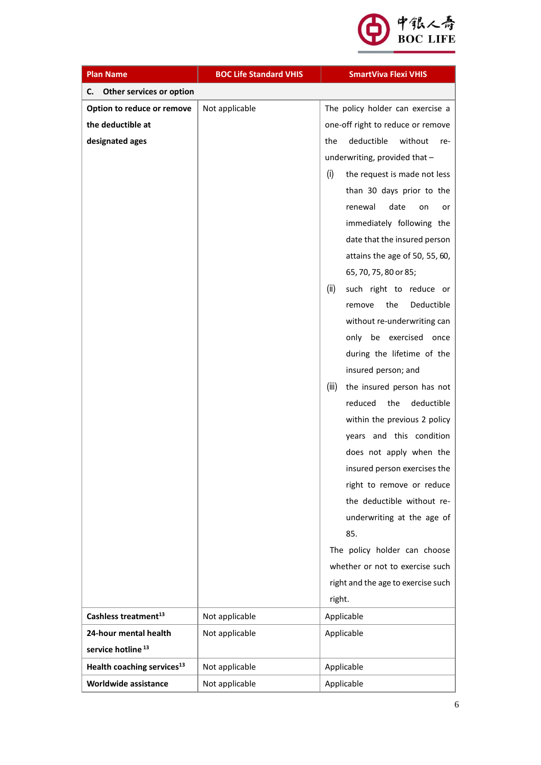| Plan Name | BOC Life Standard VHIS | SmartViva Flexi VHIS |
|---|---|---|
| **C. Other services or option** | | |
| **Option to reduce or remove the deductible at designated ages** | Not applicable | The policy holder can exercise a one-off right to reduce or remove the deductible without re-underwriting, provided that – (i) the request is made not less than 30 days prior to the renewal date on or immediately following the date that the insured person attains the age of 50, 55, 60, 65, 70, 75, 80 or 85; (ii) such right to reduce or remove the Deductible without re-underwriting can only be exercised once during the lifetime of the insured person; and (iii) the insured person has not reduced the deductible within the previous 2 policy years and this condition does not apply when the insured person exercises the right to remove or reduce the deductible without re-underwriting at the age of 85. The policy holder can choose whether or not to exercise such right and the age to exercise such right. |
| **Cashless treatment**[13] | Not applicable | Applicable |
| **24-hour mental health service hotline** [13] | Not applicable | Applicable |
| **Health coaching services**[13] | Not applicable | Applicable |
| **Worldwide assistance** | Not applicable | Applicable |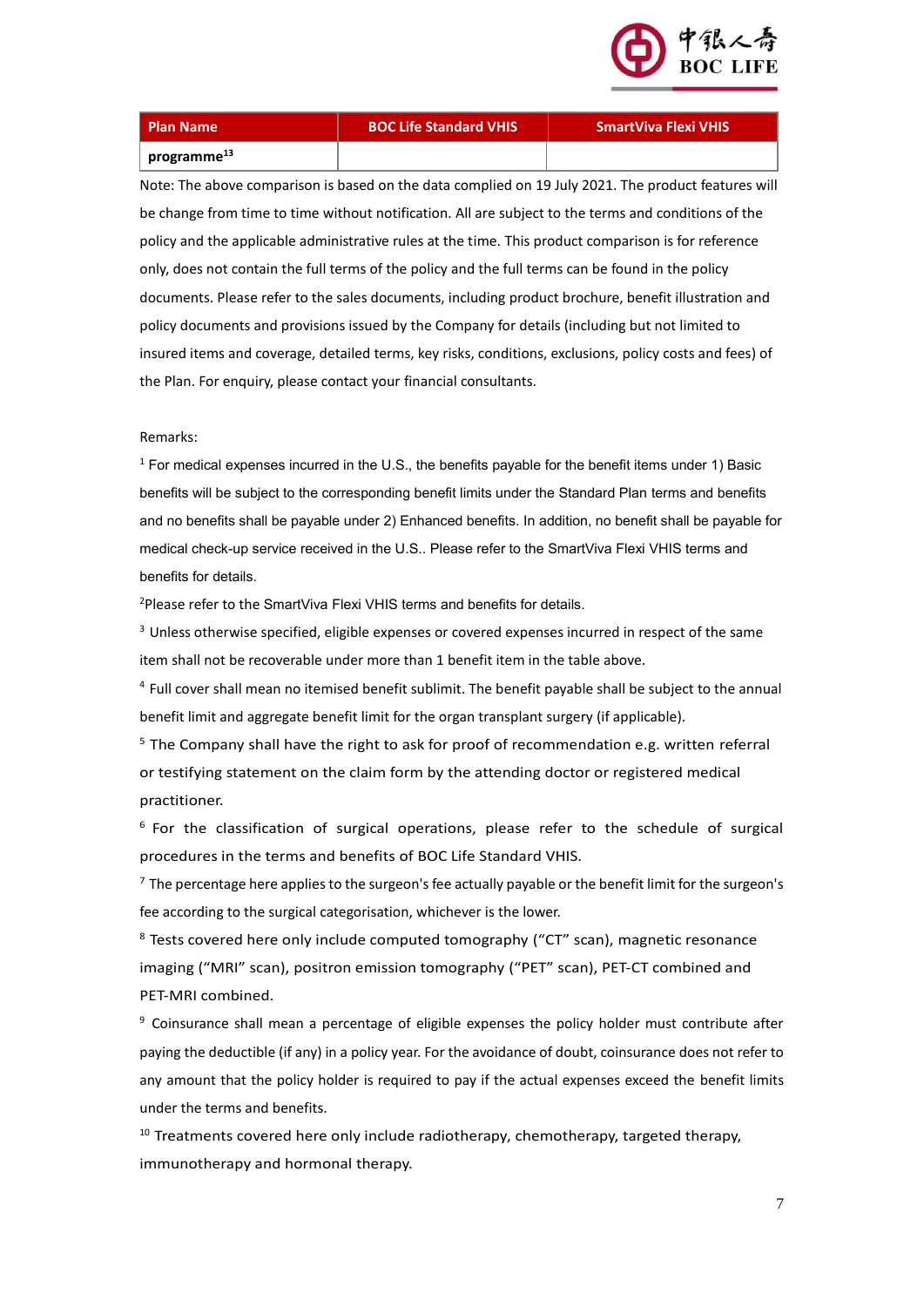| Plan Name | BOC Life Standard VHIS | SmartViva Flexi VHIS |
|---|---|---|
| **programme**[13] | | |

Note: The above comparison is based on the data complied on 19 July 2021. The product features will be change from time to time without notification. All are subject to the terms and conditions of the policy and the applicable administrative rules at the time. This product comparison is for reference only, does not contain the full terms of the policy and the full terms can be found in the policy documents. Please refer to the sales documents, including product brochure, benefit illustration and policy documents and provisions issued by the Company for details (including but not limited to insured items and coverage, detailed terms, key risks, conditions, exclusions, policy costs and fees) of the Plan. For enquiry, please contact your financial consultants.

Remarks:

[1] For medical expenses incurred in the U.S., the benefits payable for the benefit items under 1) Basic benefits will be subject to the corresponding benefit limits under the Standard Plan terms and benefits and no benefits shall be payable under 2) Enhanced benefits. In addition, no benefit shall be payable for medical check-up service received in the U.S.. Please refer to the SmartViva Flexi VHIS terms and benefits for details.

[2]Please refer to the SmartViva Flexi VHIS terms and benefits for details.

[3] Unless otherwise specified, eligible expenses or covered expenses incurred in respect of the same item shall not be recoverable under more than 1 benefit item in the table above.

[4] Full cover shall mean no itemised benefit sublimit. The benefit payable shall be subject to the annual benefit limit and aggregate benefit limit for the organ transplant surgery (if applicable).

[5] The Company shall have the right to ask for proof of recommendation e.g. written referral or testifying statement on the claim form by the attending doctor or registered medical practitioner.

[6] For the classification of surgical operations, please refer to the schedule of surgical procedures in the terms and benefits of BOC Life Standard VHIS.

[7] The percentage here applies to the surgeon's fee actually payable or the benefit limit for the surgeon's fee according to the surgical categorisation, whichever is the lower.

[8] Tests covered here only include computed tomography ("CT" scan), magnetic resonance imaging ("MRI" scan), positron emission tomography ("PET" scan), PET-CT combined and PET-MRI combined.

[9] Coinsurance shall mean a percentage of eligible expenses the policy holder must contribute after paying the deductible (if any) in a policy year. For the avoidance of doubt, coinsurance does not refer to any amount that the policy holder is required to pay if the actual expenses exceed the benefit limits under the terms and benefits.

[10] Treatments covered here only include radiotherapy, chemotherapy, targeted therapy, immunotherapy and hormonal therapy.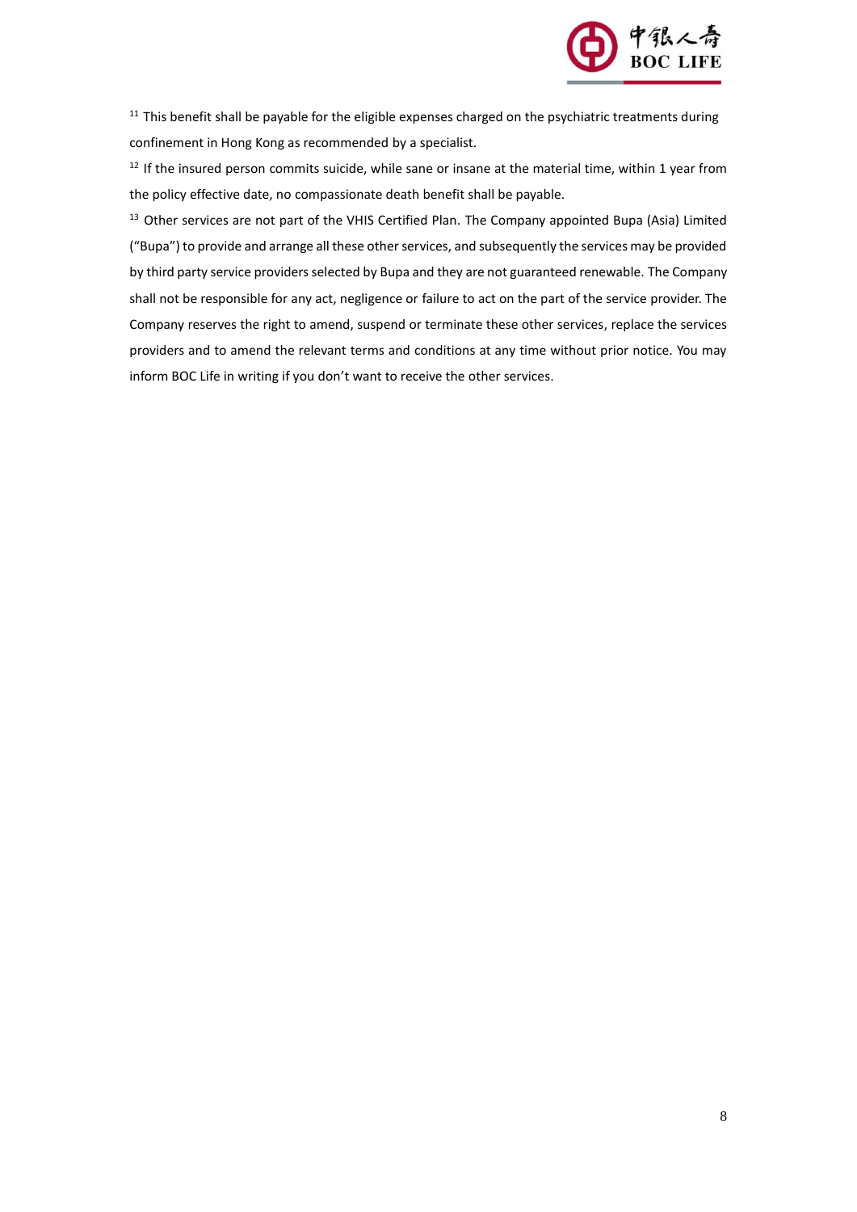[11] This benefit shall be payable for the eligible expenses charged on the psychiatric treatments during confinement in Hong Kong as recommended by a specialist.

[12] If the insured person commits suicide, while sane or insane at the material time, within 1 year from the policy effective date, no compassionate death benefit shall be payable.

[13] Other services are not part of the VHIS Certified Plan. The Company appointed Bupa (Asia) Limited ("Bupa") to provide and arrange all these other services, and subsequently the services may be provided by third party service providers selected by Bupa and they are not guaranteed renewable. The Company shall not be responsible for any act, negligence or failure to act on the part of the service provider. The Company reserves the right to amend, suspend or terminate these other services, replace the services providers and to amend the relevant terms and conditions at any time without prior notice. You may inform BOC Life in writing if you don't want to receive the other services.